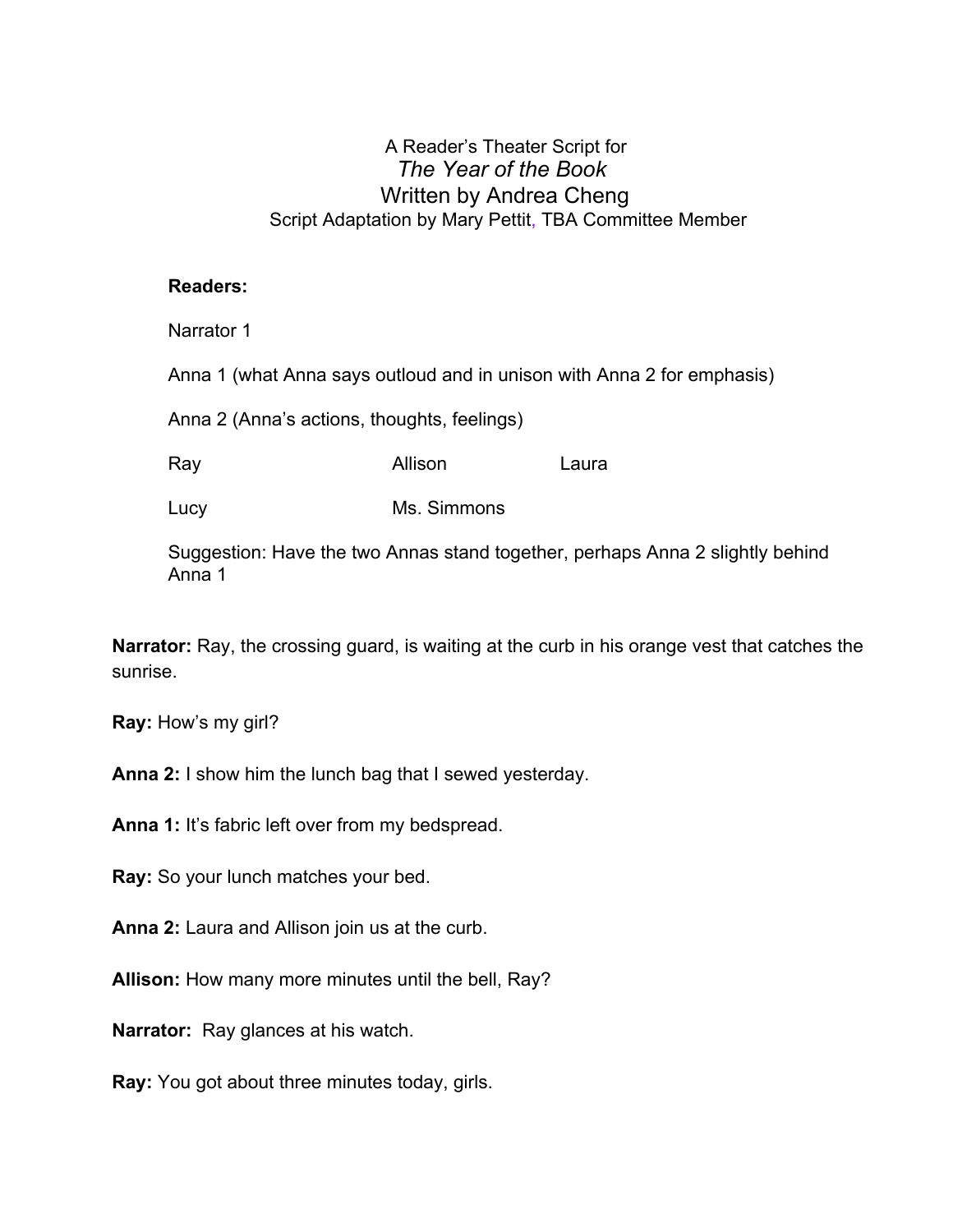A Reader's Theater Script for

*The Year of the Book*

Written by Andrea Cheng

Script Adaptation by Mary Pettit, TBA Committee Member

**Readers:**

Narrator 1

Anna 1 (what Anna says outloud and in unison with Anna 2 for emphasis)

Anna 2 (Anna's actions, thoughts, feelings)

Ray Allison Laura

Lucy Ms. Simmons

Suggestion: Have the two Annas stand together, perhaps Anna 2 slightly behind Anna 1

**Narrator:** Ray, the crossing guard, is waiting at the curb in his orange vest that catches the sunrise.

**Ray:** How's my girl?

**Anna 2:** I show him the lunch bag that I sewed yesterday.

**Anna 1:** It's fabric left over from my bedspread.

**Ray:** So your lunch matches your bed.

**Anna 2:** Laura and Allison join us at the curb.

**Allison:** How many more minutes until the bell, Ray?

**Narrator:** Ray glances at his watch.

**Ray:** You got about three minutes today, girls.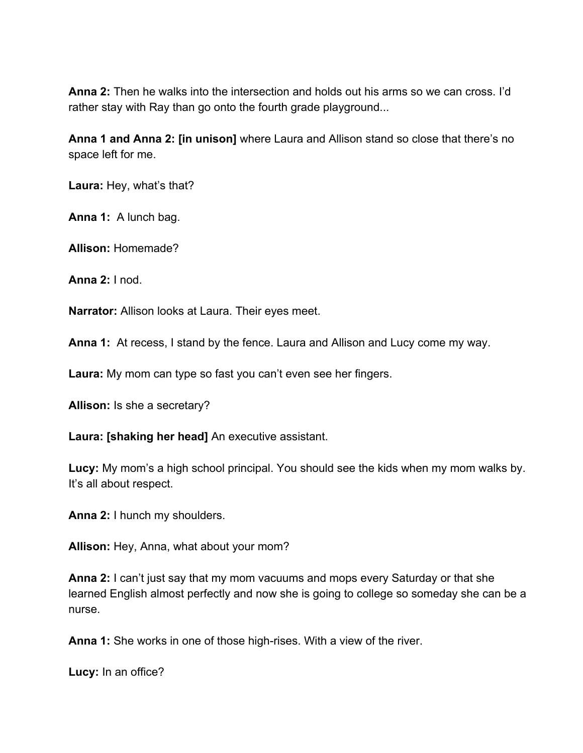**Anna 2:** Then he walks into the intersection and holds out his arms so we can cross. I'd rather stay with Ray than go onto the fourth grade playground...

**Anna 1 and Anna 2: [in unison]** where Laura and Allison stand so close that there's no space left for me.

**Laura:** Hey, what's that?

**Anna 1:** A lunch bag.

**Allison:** Homemade?

**Anna 2:** I nod.

**Narrator:** Allison looks at Laura. Their eyes meet.

**Anna 1:** At recess, I stand by the fence. Laura and Allison and Lucy come my way.

**Laura:** My mom can type so fast you can't even see her fingers.

**Allison:** Is she a secretary?

**Laura: [shaking her head]** An executive assistant.

**Lucy:** My mom's a high school principal. You should see the kids when my mom walks by. It's all about respect.

**Anna 2:** I hunch my shoulders.

**Allison:** Hey, Anna, what about your mom?

**Anna 2:** I can't just say that my mom vacuums and mops every Saturday or that she learned English almost perfectly and now she is going to college so someday she can be a nurse.

**Anna 1:** She works in one of those high-rises. With a view of the river.

**Lucy:** In an office?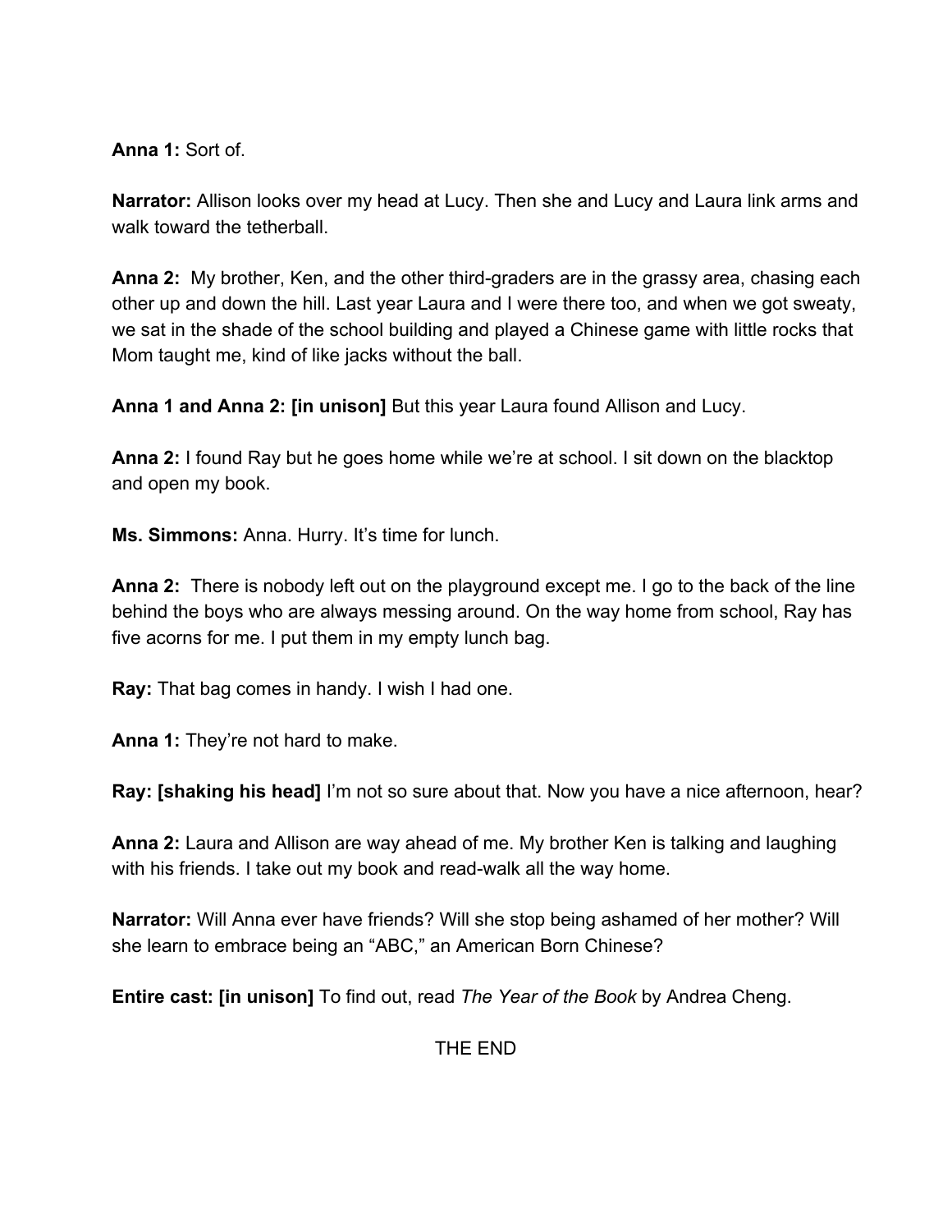**Anna 1:** Sort of.

**Narrator:** Allison looks over my head at Lucy. Then she and Lucy and Laura link arms and walk toward the tetherball.

**Anna 2:** My brother, Ken, and the other third-graders are in the grassy area, chasing each other up and down the hill. Last year Laura and I were there too, and when we got sweaty, we sat in the shade of the school building and played a Chinese game with little rocks that Mom taught me, kind of like jacks without the ball.

**Anna 1 and Anna 2: [in unison]** But this year Laura found Allison and Lucy.

**Anna 2:** I found Ray but he goes home while we're at school. I sit down on the blacktop and open my book.

**Ms. Simmons:** Anna. Hurry. It's time for lunch.

**Anna 2:** There is nobody left out on the playground except me. I go to the back of the line behind the boys who are always messing around. On the way home from school, Ray has five acorns for me. I put them in my empty lunch bag.

**Ray:** That bag comes in handy. I wish I had one.

**Anna 1:** They're not hard to make.

**Ray: [shaking his head]** I'm not so sure about that. Now you have a nice afternoon, hear?

**Anna 2:** Laura and Allison are way ahead of me. My brother Ken is talking and laughing with his friends. I take out my book and read-walk all the way home.

**Narrator:** Will Anna ever have friends? Will she stop being ashamed of her mother? Will she learn to embrace being an "ABC," an American Born Chinese?

**Entire cast: [in unison]** To find out, read *The Year of the Book* by Andrea Cheng.

THE END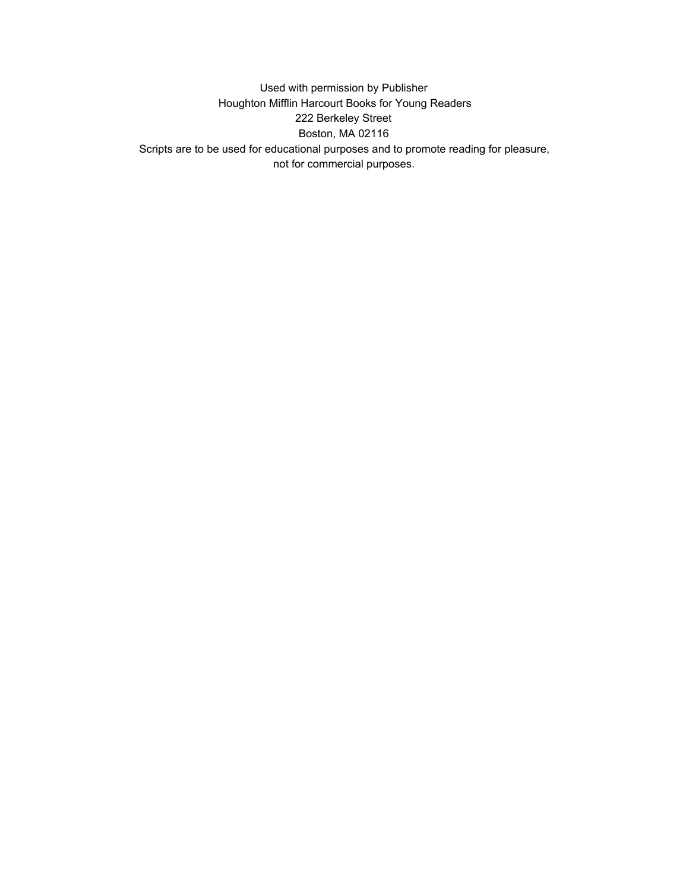Used with permission by Publisher
Houghton Mifflin Harcourt Books for Young Readers
222 Berkeley Street
Boston, MA 02116
Scripts are to be used for educational purposes and to promote reading for pleasure, not for commercial purposes.